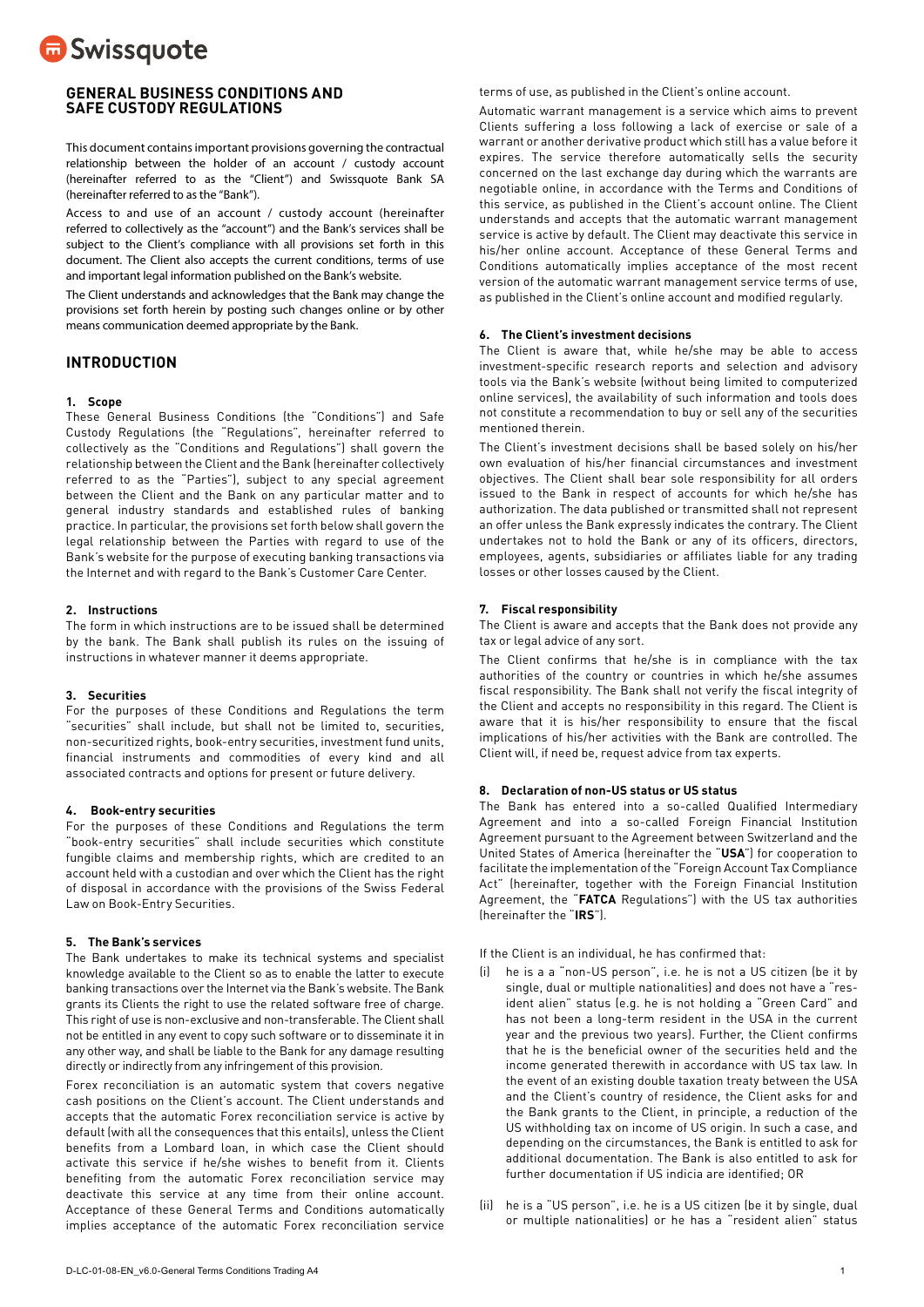Swissquote

# GENERAL BUSINESS CONDITIONS AND SAFE CUSTODY REGULATIONS

This document contains important provisions governing the contractual relationship between the holder of an account / custody account (hereinafter referred to as the "Client") and Swissquote Bank SA (hereinafter referred to as the "Bank").

Access to and use of an account / custody account (hereinafter referred to collectively as the "account") and the Bank's services shall be subject to the Client's compliance with all provisions set forth in this document. The Client also accepts the current conditions, terms of use and important legal information published on the Bank's website.

The Client understands and acknowledges that the Bank may change the provisions set forth herein by posting such changes online or by other means communication deemed appropriate by the Bank.

## INTRODUCTION

### 1. Scope

These General Business Conditions (the "Conditions") and Safe Custody Regulations (the "Regulations", hereinafter referred to collectively as the "Conditions and Regulations") shall govern the relationship between the Client and the Bank (hereinafter collectively referred to as the "Parties"), subject to any special agreement between the Client and the Bank on any particular matter and to general industry standards and established rules of banking practice. In particular, the provisions set forth below shall govern the legal relationship between the Parties with regard to use of the Bank's website for the purpose of executing banking transactions via the Internet and with regard to the Bank's Customer Care Center.

### 2. Instructions

The form in which instructions are to be issued shall be determined by the bank. The Bank shall publish its rules on the issuing of instructions in whatever manner it deems appropriate.

### 3. Securities

For the purposes of these Conditions and Regulations the term "securities" shall include, but shall not be limited to, securities, non-securitized rights, book-entry securities, investment fund units, financial instruments and commodities of every kind and all associated contracts and options for present or future delivery.

### 4. Book-entry securities

For the purposes of these Conditions and Regulations the term "book-entry securities" shall include securities which constitute fungible claims and membership rights, which are credited to an account held with a custodian and over which the Client has the right of disposal in accordance with the provisions of the Swiss Federal Law on Book-Entry Securities.

### 5. The Bank's services

The Bank undertakes to make its technical systems and specialist knowledge available to the Client so as to enable the latter to execute banking transactions over the Internet via the Bank's website. The Bank grants its Clients the right to use the related software free of charge. This right of use is non-exclusive and non-transferable. The Client shall not be entitled in any event to copy such software or to disseminate it in any other way, and shall be liable to the Bank for any damage resulting directly or indirectly from any infringement of this provision.

Forex reconciliation is an automatic system that covers negative cash positions on the Client's account. The Client understands and accepts that the automatic Forex reconciliation service is active by default (with all the consequences that this entails), unless the Client benefits from a Lombard loan, in which case the Client should activate this service if he/she wishes to benefit from it. Clients benefiting from the automatic Forex reconciliation service may deactivate this service at any time from their online account. Acceptance of these General Terms and Conditions automatically implies acceptance of the automatic Forex reconciliation service terms of use, as published in the Client's online account.

Automatic warrant management is a service which aims to prevent Clients suffering a loss following a lack of exercise or sale of a warrant or another derivative product which still has a value before it expires. The service therefore automatically sells the security concerned on the last exchange day during which the warrants are negotiable online, in accordance with the Terms and Conditions of this service, as published in the Client's account online. The Client understands and accepts that the automatic warrant management service is active by default. The Client may deactivate this service in his/her online account. Acceptance of these General Terms and Conditions automatically implies acceptance of the most recent version of the automatic warrant management service terms of use, as published in the Client's online account and modified regularly.

### 6. The Client's investment decisions

The Client is aware that, while he/she may be able to access investment-specific research reports and selection and advisory tools via the Bank's website (without being limited to computerized online services), the availability of such information and tools does not constitute a recommendation to buy or sell any of the securities mentioned therein.

The Client's investment decisions shall be based solely on his/her own evaluation of his/her financial circumstances and investment objectives. The Client shall bear sole responsibility for all orders issued to the Bank in respect of accounts for which he/she has authorization. The data published or transmitted shall not represent an offer unless the Bank expressly indicates the contrary. The Client undertakes not to hold the Bank or any of its officers, directors, employees, agents, subsidiaries or affiliates liable for any trading losses or other losses caused by the Client.

### 7. Fiscal responsibility

The Client is aware and accepts that the Bank does not provide any tax or legal advice of any sort.

The Client confirms that he/she is in compliance with the tax authorities of the country or countries in which he/she assumes fiscal responsibility. The Bank shall not verify the fiscal integrity of the Client and accepts no responsibility in this regard. The Client is aware that it is his/her responsibility to ensure that the fiscal implications of his/her activities with the Bank are controlled. The Client will, if need be, request advice from tax experts.

### 8. Declaration of non-US status or US status

The Bank has entered into a so-called Qualified Intermediary Agreement and into a so-called Foreign Financial Institution Agreement pursuant to the Agreement between Switzerland and the United States of America (hereinafter the "**USA**") for cooperation to facilitate the implementation of the "Foreign Account Tax Compliance Act" (hereinafter, together with the Foreign Financial Institution Agreement, the "**FATCA** Regulations") with the US tax authorities (hereinafter the "**IRS**").

If the Client is an individual, he has confirmed that:

(i) he is a a "non-US person", i.e. he is not a US citizen (be it by single, dual or multiple nationalities) and does not have a "resident alien" status (e.g. he is not holding a "Green Card" and has not been a long-term resident in the USA in the current year and the previous two years). Further, the Client confirms that he is the beneficial owner of the securities held and the income generated therewith in accordance with US tax law. In the event of an existing double taxation treaty between the USA and the Client's country of residence, the Client asks for and the Bank grants to the Client, in principle, a reduction of the US withholding tax on income of US origin. In such a case, and depending on the circumstances, the Bank is entitled to ask for additional documentation. The Bank is also entitled to ask for further documentation if US indicia are identified; OR

(ii) he is a "US person", i.e. he is a US citizen (be it by single, dual or multiple nationalities) or he has a "resident alien" status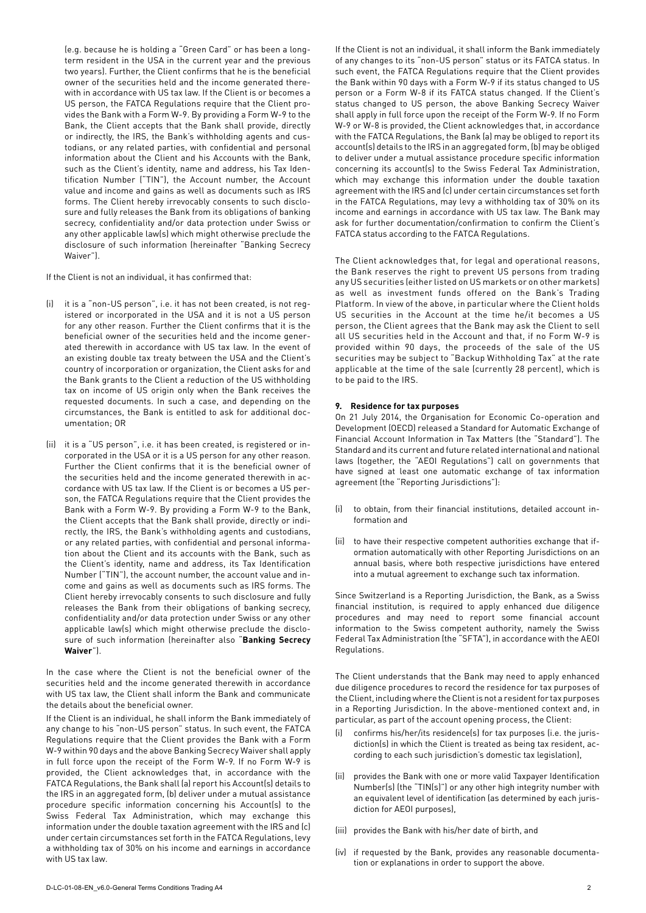(e.g. because he is holding a "Green Card" or has been a long-term resident in the USA in the current year and the previous two years). Further, the Client confirms that he is the beneficial owner of the securities held and the income generated therewith in accordance with US tax law. If the Client is or becomes a US person, the FATCA Regulations require that the Client provides the Bank with a Form W-9. By providing a Form W-9 to the Bank, the Client accepts that the Bank shall provide, directly or indirectly, the IRS, the Bank's withholding agents and custodians, or any related parties, with confidential and personal information about the Client and his Accounts with the Bank, such as the Client's identity, name and address, his Tax Identification Number ("TIN"), the Account number, the Account value and income and gains as well as documents such as IRS forms. The Client hereby irrevocably consents to such disclosure and fully releases the Bank from its obligations of banking secrecy, confidentiality and/or data protection under Swiss or any other applicable law(s) which might otherwise preclude the disclosure of such information (hereinafter "Banking Secrecy Waiver").

If the Client is not an individual, it has confirmed that:

(i) it is a "non-US person", i.e. it has not been created, is not registered or incorporated in the USA and it is not a US person for any other reason. Further the Client confirms that it is the beneficial owner of the securities held and the income generated therewith in accordance with US tax law. In the event of an existing double tax treaty between the USA and the Client's country of incorporation or organization, the Client asks for and the Bank grants to the Client a reduction of the US withholding tax on income of US origin only when the Bank receives the requested documents. In such a case, and depending on the circumstances, the Bank is entitled to ask for additional documentation; OR

(ii) it is a "US person", i.e. it has been created, is registered or incorporated in the USA or it is a US person for any other reason. Further the Client confirms that it is the beneficial owner of the securities held and the income generated therewith in accordance with US tax law. If the Client is or becomes a US person, the FATCA Regulations require that the Client provides the Bank with a Form W-9. By providing a Form W-9 to the Bank, the Client accepts that the Bank shall provide, directly or indirectly, the IRS, the Bank's withholding agents and custodians, or any related parties, with confidential and personal information about the Client and its accounts with the Bank, such as the Client's identity, name and address, its Tax Identification Number ("TIN"), the account number, the account value and income and gains as well as documents such as IRS forms. The Client hereby irrevocably consents to such disclosure and fully releases the Bank from their obligations of banking secrecy, confidentiality and/or data protection under Swiss or any other applicable law(s) which might otherwise preclude the disclosure of such information (hereinafter also "**Banking Secrecy Waiver**").

In the case where the Client is not the beneficial owner of the securities held and the income generated therewith in accordance with US tax law, the Client shall inform the Bank and communicate the details about the beneficial owner.

If the Client is an individual, he shall inform the Bank immediately of any change to his "non-US person" status. In such event, the FATCA Regulations require that the Client provides the Bank with a Form W-9 within 90 days and the above Banking Secrecy Waiver shall apply in full force upon the receipt of the Form W-9. If no Form W-9 is provided, the Client acknowledges that, in accordance with the FATCA Regulations, the Bank shall (a) report his Account(s) details to the IRS in an aggregated form, (b) deliver under a mutual assistance procedure specific information concerning his Account(s) to the Swiss Federal Tax Administration, which may exchange this information under the double taxation agreement with the IRS and (c) under certain circumstances set forth in the FATCA Regulations, levy a withholding tax of 30% on his income and earnings in accordance with US tax law.

If the Client is not an individual, it shall inform the Bank immediately of any changes to its "non-US person" status or its FATCA status. In such event, the FATCA Regulations require that the Client provides the Bank within 90 days with a Form W-9 if its status changed to US person or a Form W-8 if its FATCA status changed. If the Client's status changed to US person, the above Banking Secrecy Waiver shall apply in full force upon the receipt of the Form W-9. If no Form W-9 or W-8 is provided, the Client acknowledges that, in accordance with the FATCA Regulations, the Bank (a) may be obliged to report its account(s) details to the IRS in an aggregated form, (b) may be obliged to deliver under a mutual assistance procedure specific information concerning its account(s) to the Swiss Federal Tax Administration, which may exchange this information under the double taxation agreement with the IRS and (c) under certain circumstances set forth in the FATCA Regulations, may levy a withholding tax of 30% on its income and earnings in accordance with US tax law. The Bank may ask for further documentation/confirmation to confirm the Client's FATCA status according to the FATCA Regulations.

The Client acknowledges that, for legal and operational reasons, the Bank reserves the right to prevent US persons from trading any US securities (either listed on US markets or on other markets) as well as investment funds offered on the Bank's Trading Platform. In view of the above, in particular where the Client holds US securities in the Account at the time he/it becomes a US person, the Client agrees that the Bank may ask the Client to sell all US securities held in the Account and that, if no Form W-9 is provided within 90 days, the proceeds of the sale of the US securities may be subject to "Backup Withholding Tax" at the rate applicable at the time of the sale (currently 28 percent), which is to be paid to the IRS.

**9. Residence for tax purposes**

On 21 July 2014, the Organisation for Economic Co-operation and Development (OECD) released a Standard for Automatic Exchange of Financial Account Information in Tax Matters (the "Standard"). The Standard and its current and future related international and national laws (together, the "AEOI Regulations") call on governments that have signed at least one automatic exchange of tax information agreement (the "Reporting Jurisdictions"):

(i) to obtain, from their financial institutions, detailed account information and

(ii) to have their respective competent authorities exchange that iformation automatically with other Reporting Jurisdictions on an annual basis, where both respective jurisdictions have entered into a mutual agreement to exchange such tax information.

Since Switzerland is a Reporting Jurisdiction, the Bank, as a Swiss financial institution, is required to apply enhanced due diligence procedures and may need to report some financial account information to the Swiss competent authority, namely the Swiss Federal Tax Administration (the "SFTA"), in accordance with the AEOI Regulations.

The Client understands that the Bank may need to apply enhanced due diligence procedures to record the residence for tax purposes of the Client, including where the Client is not a resident for tax purposes in a Reporting Jurisdiction. In the above-mentioned context and, in particular, as part of the account opening process, the Client:

(i) confirms his/her/its residence(s) for tax purposes (i.e. the jurisdiction(s) in which the Client is treated as being tax resident, according to each such jurisdiction's domestic tax legislation),

(ii) provides the Bank with one or more valid Taxpayer Identification Number(s) (the "TIN(s)") or any other high integrity number with an equivalent level of identification (as determined by each jurisdiction for AEOI purposes),

(iii) provides the Bank with his/her date of birth, and

(iv) if requested by the Bank, provides any reasonable documentation or explanations in order to support the above.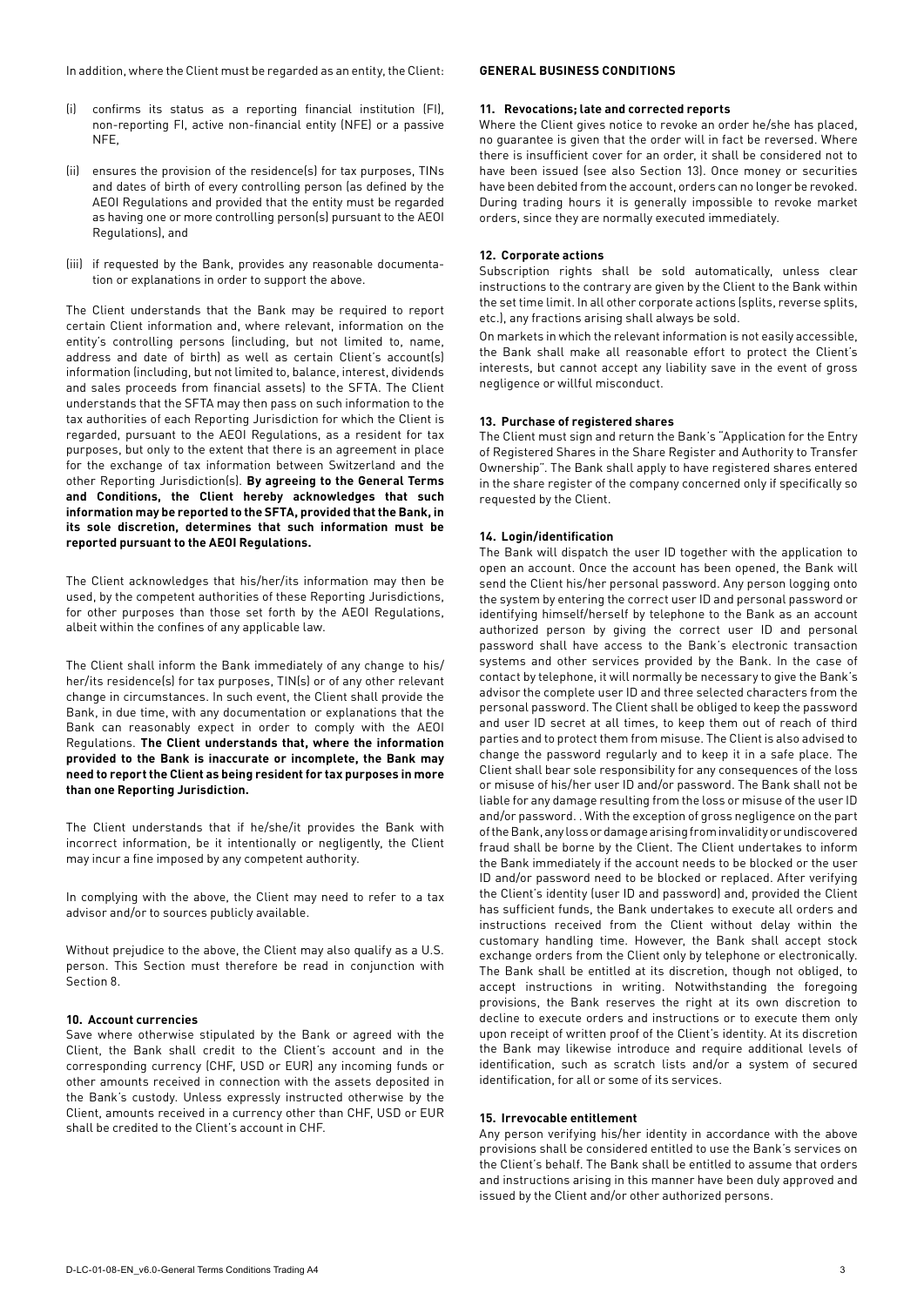In addition, where the Client must be regarded as an entity, the Client:

(i) confirms its status as a reporting financial institution (FI), non-reporting FI, active non-financial entity (NFE) or a passive NFE,

(ii) ensures the provision of the residence(s) for tax purposes, TINs and dates of birth of every controlling person (as defined by the AEOI Regulations and provided that the entity must be regarded as having one or more controlling person(s) pursuant to the AEOI Regulations), and

(iii) if requested by the Bank, provides any reasonable documentation or explanations in order to support the above.

The Client understands that the Bank may be required to report certain Client information and, where relevant, information on the entity's controlling persons (including, but not limited to, name, address and date of birth) as well as certain Client's account(s) information (including, but not limited to, balance, interest, dividends and sales proceeds from financial assets) to the SFTA. The Client understands that the SFTA may then pass on such information to the tax authorities of each Reporting Jurisdiction for which the Client is regarded, pursuant to the AEOI Regulations, as a resident for tax purposes, but only to the extent that there is an agreement in place for the exchange of tax information between Switzerland and the other Reporting Jurisdiction(s). **By agreeing to the General Terms and Conditions, the Client hereby acknowledges that such information may be reported to the SFTA, provided that the Bank, in its sole discretion, determines that such information must be reported pursuant to the AEOI Regulations.**

The Client acknowledges that his/her/its information may then be used, by the competent authorities of these Reporting Jurisdictions, for other purposes than those set forth by the AEOI Regulations, albeit within the confines of any applicable law.

The Client shall inform the Bank immediately of any change to his/her/its residence(s) for tax purposes, TIN(s) or of any other relevant change in circumstances. In such event, the Client shall provide the Bank, in due time, with any documentation or explanations that the Bank can reasonably expect in order to comply with the AEOI Regulations. **The Client understands that, where the information provided to the Bank is inaccurate or incomplete, the Bank may need to report the Client as being resident for tax purposes in more than one Reporting Jurisdiction.**

The Client understands that if he/she/it provides the Bank with incorrect information, be it intentionally or negligently, the Client may incur a fine imposed by any competent authority.

In complying with the above, the Client may need to refer to a tax advisor and/or to sources publicly available.

Without prejudice to the above, the Client may also qualify as a U.S. person. This Section must therefore be read in conjunction with Section 8.

#### 10. Account currencies

Save where otherwise stipulated by the Bank or agreed with the Client, the Bank shall credit to the Client's account and in the corresponding currency (CHF, USD or EUR) any incoming funds or other amounts received in connection with the assets deposited in the Bank's custody. Unless expressly instructed otherwise by the Client, amounts received in a currency other than CHF, USD or EUR shall be credited to the Client's account in CHF.

### GENERAL BUSINESS CONDITIONS

#### 11. Revocations; late and corrected reports

Where the Client gives notice to revoke an order he/she has placed, no guarantee is given that the order will in fact be reversed. Where there is insufficient cover for an order, it shall be considered not to have been issued (see also Section 13). Once money or securities have been debited from the account, orders can no longer be revoked. During trading hours it is generally impossible to revoke market orders, since they are normally executed immediately.

#### 12. Corporate actions

Subscription rights shall be sold automatically, unless clear instructions to the contrary are given by the Client to the Bank within the set time limit. In all other corporate actions (splits, reverse splits, etc.), any fractions arising shall always be sold.

On markets in which the relevant information is not easily accessible, the Bank shall make all reasonable effort to protect the Client's interests, but cannot accept any liability save in the event of gross negligence or willful misconduct.

#### 13. Purchase of registered shares

The Client must sign and return the Bank's "Application for the Entry of Registered Shares in the Share Register and Authority to Transfer Ownership". The Bank shall apply to have registered shares entered in the share register of the company concerned only if specifically so requested by the Client.

#### 14. Login/identification

The Bank will dispatch the user ID together with the application to open an account. Once the account has been opened, the Bank will send the Client his/her personal password. Any person logging onto the system by entering the correct user ID and personal password or identifying himself/herself by telephone to the Bank as an account authorized person by giving the correct user ID and personal password shall have access to the Bank's electronic transaction systems and other services provided by the Bank. In the case of contact by telephone, it will normally be necessary to give the Bank's advisor the complete user ID and three selected characters from the personal password. The Client shall be obliged to keep the password and user ID secret at all times, to keep them out of reach of third parties and to protect them from misuse. The Client is also advised to change the password regularly and to keep it in a safe place. The Client shall bear sole responsibility for any consequences of the loss or misuse of his/her user ID and/or password. The Bank shall not be liable for any damage resulting from the loss or misuse of the user ID and/or password. . With the exception of gross negligence on the part of the Bank, any loss or damage arising from invalidity or undiscovered fraud shall be borne by the Client. The Client undertakes to inform the Bank immediately if the account needs to be blocked or the user ID and/or password need to be blocked or replaced. After verifying the Client's identity (user ID and password) and, provided the Client has sufficient funds, the Bank undertakes to execute all orders and instructions received from the Client without delay within the customary handling time. However, the Bank shall accept stock exchange orders from the Client only by telephone or electronically. The Bank shall be entitled at its discretion, though not obliged, to accept instructions in writing. Notwithstanding the foregoing provisions, the Bank reserves the right at its own discretion to decline to execute orders and instructions or to execute them only upon receipt of written proof of the Client's identity. At its discretion the Bank may likewise introduce and require additional levels of identification, such as scratch lists and/or a system of secured identification, for all or some of its services.

#### 15. Irrevocable entitlement

Any person verifying his/her identity in accordance with the above provisions shall be considered entitled to use the Bank's services on the Client's behalf. The Bank shall be entitled to assume that orders and instructions arising in this manner have been duly approved and issued by the Client and/or other authorized persons.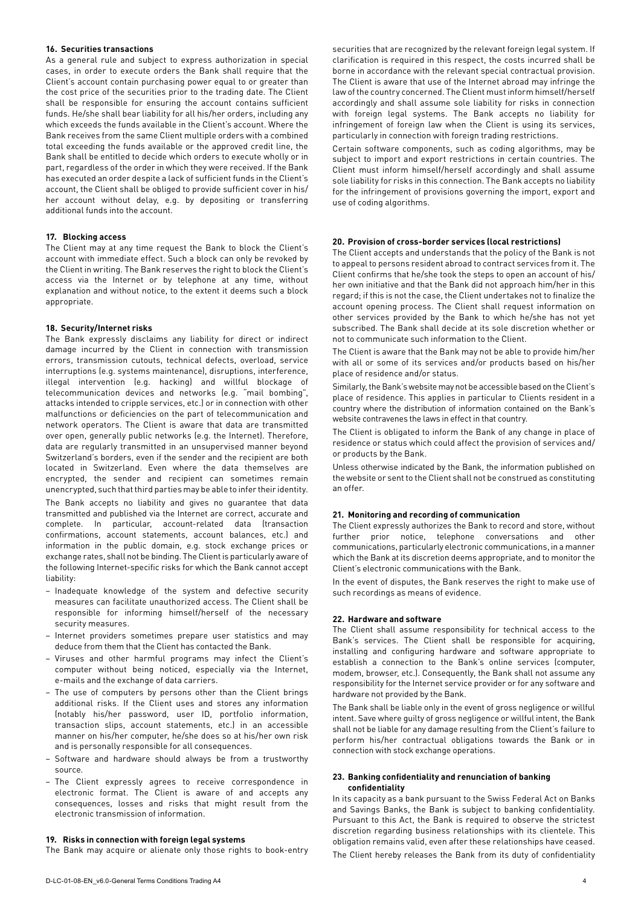## 16. Securities transactions

As a general rule and subject to express authorization in special cases, in order to execute orders the Bank shall require that the Client's account contain purchasing power equal to or greater than the cost price of the securities prior to the trading date. The Client shall be responsible for ensuring the account contains sufficient funds. He/she shall bear liability for all his/her orders, including any which exceeds the funds available in the Client's account. Where the Bank receives from the same Client multiple orders with a combined total exceeding the funds available or the approved credit line, the Bank shall be entitled to decide which orders to execute wholly or in part, regardless of the order in which they were received. If the Bank has executed an order despite a lack of sufficient funds in the Client's account, the Client shall be obliged to provide sufficient cover in his/her account without delay, e.g. by depositing or transferring additional funds into the account.

## 17. Blocking access

The Client may at any time request the Bank to block the Client's account with immediate effect. Such a block can only be revoked by the Client in writing. The Bank reserves the right to block the Client's access via the Internet or by telephone at any time, without explanation and without notice, to the extent it deems such a block appropriate.

## 18. Security/Internet risks

The Bank expressly disclaims any liability for direct or indirect damage incurred by the Client in connection with transmission errors, transmission cutouts, technical defects, overload, service interruptions (e.g. systems maintenance), disruptions, interference, illegal intervention (e.g. hacking) and willful blockage of telecommunication devices and networks (e.g. "mail bombing", attacks intended to cripple services, etc.) or in connection with other malfunctions or deficiencies on the part of telecommunication and network operators. The Client is aware that data are transmitted over open, generally public networks (e.g. the Internet). Therefore, data are regularly transmitted in an unsupervised manner beyond Switzerland's borders, even if the sender and the recipient are both located in Switzerland. Even where the data themselves are encrypted, the sender and recipient can sometimes remain unencrypted, such that third parties may be able to infer their identity.

The Bank accepts no liability and gives no guarantee that data transmitted and published via the Internet are correct, accurate and complete. In particular, account-related data (transaction confirmations, account statements, account balances, etc.) and information in the public domain, e.g. stock exchange prices or exchange rates, shall not be binding. The Client is particularly aware of the following Internet-specific risks for which the Bank cannot accept liability:

- Inadequate knowledge of the system and defective security measures can facilitate unauthorized access. The Client shall be responsible for informing himself/herself of the necessary security measures.
- Internet providers sometimes prepare user statistics and may deduce from them that the Client has contacted the Bank.
- Viruses and other harmful programs may infect the Client's computer without being noticed, especially via the Internet, e-mails and the exchange of data carriers.
- The use of computers by persons other than the Client brings additional risks. If the Client uses and stores any information (notably his/her password, user ID, portfolio information, transaction slips, account statements, etc.) in an accessible manner on his/her computer, he/she does so at his/her own risk and is personally responsible for all consequences.
- Software and hardware should always be from a trustworthy source.
- The Client expressly agrees to receive correspondence in electronic format. The Client is aware of and accepts any consequences, losses and risks that might result from the electronic transmission of information.

## 19. Risks in connection with foreign legal systems

The Bank may acquire or alienate only those rights to book-entry securities that are recognized by the relevant foreign legal system. If clarification is required in this respect, the costs incurred shall be borne in accordance with the relevant special contractual provision. The Client is aware that use of the Internet abroad may infringe the law of the country concerned. The Client must inform himself/herself accordingly and shall assume sole liability for risks in connection with foreign legal systems. The Bank accepts no liability for infringement of foreign law when the Client is using its services, particularly in connection with foreign trading restrictions.

Certain software components, such as coding algorithms, may be subject to import and export restrictions in certain countries. The Client must inform himself/herself accordingly and shall assume sole liability for risks in this connection. The Bank accepts no liability for the infringement of provisions governing the import, export and use of coding algorithms.

## 20. Provision of cross-border services (local restrictions)

The Client accepts and understands that the policy of the Bank is not to appeal to persons resident abroad to contract services from it. The Client confirms that he/she took the steps to open an account of his/her own initiative and that the Bank did not approach him/her in this regard; if this is not the case, the Client undertakes not to finalize the account opening process. The Client shall request information on other services provided by the Bank to which he/she has not yet subscribed. The Bank shall decide at its sole discretion whether or not to communicate such information to the Client.

The Client is aware that the Bank may not be able to provide him/her with all or some of its services and/or products based on his/her place of residence and/or status.

Similarly, the Bank's website may not be accessible based on the Client's place of residence. This applies in particular to Clients resident in a country where the distribution of information contained on the Bank's website contravenes the laws in effect in that country.

The Client is obligated to inform the Bank of any change in place of residence or status which could affect the provision of services and/or products by the Bank.

Unless otherwise indicated by the Bank, the information published on the website or sent to the Client shall not be construed as constituting an offer.

## 21. Monitoring and recording of communication

The Client expressly authorizes the Bank to record and store, without further prior notice, telephone conversations and other communications, particularly electronic communications, in a manner which the Bank at its discretion deems appropriate, and to monitor the Client's electronic communications with the Bank.

In the event of disputes, the Bank reserves the right to make use of such recordings as means of evidence.

## 22. Hardware and software

The Client shall assume responsibility for technical access to the Bank's services. The Client shall be responsible for acquiring, installing and configuring hardware and software appropriate to establish a connection to the Bank's online services (computer, modem, browser, etc.). Consequently, the Bank shall not assume any responsibility for the Internet service provider or for any software and hardware not provided by the Bank.

The Bank shall be liable only in the event of gross negligence or willful intent. Save where guilty of gross negligence or willful intent, the Bank shall not be liable for any damage resulting from the Client's failure to perform his/her contractual obligations towards the Bank or in connection with stock exchange operations.

## 23. Banking confidentiality and renunciation of banking confidentiality

In its capacity as a bank pursuant to the Swiss Federal Act on Banks and Savings Banks, the Bank is subject to banking confidentiality. Pursuant to this Act, the Bank is required to observe the strictest discretion regarding business relationships with its clientele. This obligation remains valid, even after these relationships have ceased.

The Client hereby releases the Bank from its duty of confidentiality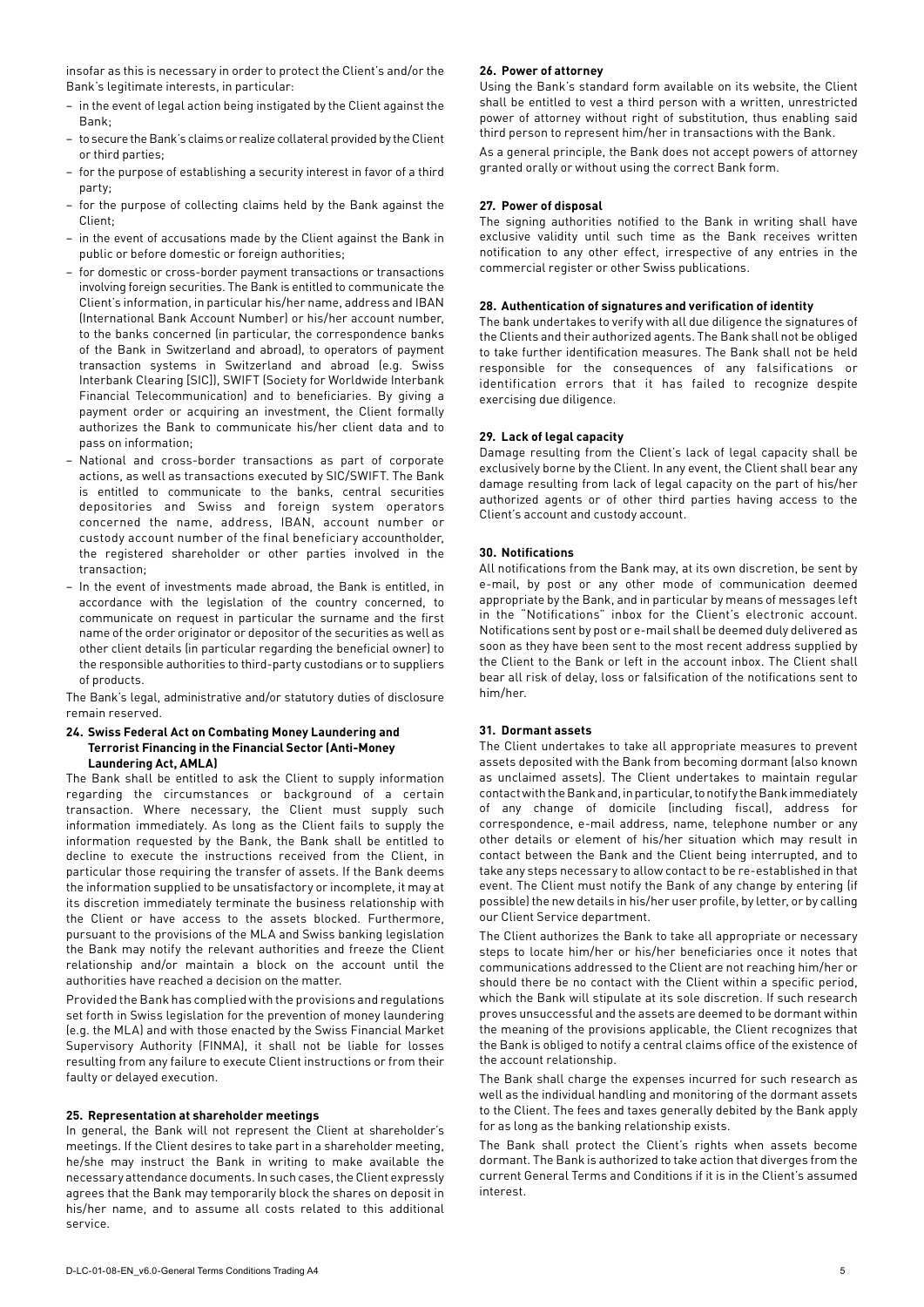insofar as this is necessary in order to protect the Client's and/or the Bank's legitimate interests, in particular:

- in the event of legal action being instigated by the Client against the Bank;
- to secure the Bank's claims or realize collateral provided by the Client or third parties;
- for the purpose of establishing a security interest in favor of a third party;
- for the purpose of collecting claims held by the Bank against the Client;
- in the event of accusations made by the Client against the Bank in public or before domestic or foreign authorities;
- for domestic or cross-border payment transactions or transactions involving foreign securities. The Bank is entitled to communicate the Client's information, in particular his/her name, address and IBAN (International Bank Account Number) or his/her account number, to the banks concerned (in particular, the correspondence banks of the Bank in Switzerland and abroad), to operators of payment transaction systems in Switzerland and abroad (e.g. Swiss Interbank Clearing [SIC]), SWIFT (Society for Worldwide Interbank Financial Telecommunication) and to beneficiaries. By giving a payment order or acquiring an investment, the Client formally authorizes the Bank to communicate his/her client data and to pass on information;
- National and cross-border transactions as part of corporate actions, as well as transactions executed by SIC/SWIFT. The Bank is entitled to communicate to the banks, central securities depositories and Swiss and foreign system operators concerned the name, address, IBAN, account number or custody account number of the final beneficiary accountholder, the registered shareholder or other parties involved in the transaction;
- In the event of investments made abroad, the Bank is entitled, in accordance with the legislation of the country concerned, to communicate on request in particular the surname and the first name of the order originator or depositor of the securities as well as other client details (in particular regarding the beneficial owner) to the responsible authorities to third-party custodians or to suppliers of products.

The Bank's legal, administrative and/or statutory duties of disclosure remain reserved.

#### 24. Swiss Federal Act on Combating Money Laundering and Terrorist Financing in the Financial Sector (Anti-Money Laundering Act, AMLA)

The Bank shall be entitled to ask the Client to supply information regarding the circumstances or background of a certain transaction. Where necessary, the Client must supply such information immediately. As long as the Client fails to supply the information requested by the Bank, the Bank shall be entitled to decline to execute the instructions received from the Client, in particular those requiring the transfer of assets. If the Bank deems the information supplied to be unsatisfactory or incomplete, it may at its discretion immediately terminate the business relationship with the Client or have access to the assets blocked. Furthermore, pursuant to the provisions of the MLA and Swiss banking legislation the Bank may notify the relevant authorities and freeze the Client relationship and/or maintain a block on the account until the authorities have reached a decision on the matter.

Provided the Bank has complied with the provisions and regulations set forth in Swiss legislation for the prevention of money laundering (e.g. the MLA) and with those enacted by the Swiss Financial Market Supervisory Authority (FINMA), it shall not be liable for losses resulting from any failure to execute Client instructions or from their faulty or delayed execution.

#### 25. Representation at shareholder meetings

In general, the Bank will not represent the Client at shareholder's meetings. If the Client desires to take part in a shareholder meeting, he/she may instruct the Bank in writing to make available the necessary attendance documents. In such cases, the Client expressly agrees that the Bank may temporarily block the shares on deposit in his/her name, and to assume all costs related to this additional service.

#### 26. Power of attorney

Using the Bank's standard form available on its website, the Client shall be entitled to vest a third person with a written, unrestricted power of attorney without right of substitution, thus enabling said third person to represent him/her in transactions with the Bank.

As a general principle, the Bank does not accept powers of attorney granted orally or without using the correct Bank form.

#### 27. Power of disposal

The signing authorities notified to the Bank in writing shall have exclusive validity until such time as the Bank receives written notification to any other effect, irrespective of any entries in the commercial register or other Swiss publications.

#### 28. Authentication of signatures and verification of identity

The bank undertakes to verify with all due diligence the signatures of the Clients and their authorized agents. The Bank shall not be obliged to take further identification measures. The Bank shall not be held responsible for the consequences of any falsifications or identification errors that it has failed to recognize despite exercising due diligence.

#### 29. Lack of legal capacity

Damage resulting from the Client's lack of legal capacity shall be exclusively borne by the Client. In any event, the Client shall bear any damage resulting from lack of legal capacity on the part of his/her authorized agents or of other third parties having access to the Client's account and custody account.

#### 30. Notifications

All notifications from the Bank may, at its own discretion, be sent by e-mail, by post or any other mode of communication deemed appropriate by the Bank, and in particular by means of messages left in the "Notifications" inbox for the Client's electronic account. Notifications sent by post or e-mail shall be deemed duly delivered as soon as they have been sent to the most recent address supplied by the Client to the Bank or left in the account inbox. The Client shall bear all risk of delay, loss or falsification of the notifications sent to him/her.

#### 31. Dormant assets

The Client undertakes to take all appropriate measures to prevent assets deposited with the Bank from becoming dormant (also known as unclaimed assets). The Client undertakes to maintain regular contact with the Bank and, in particular, to notify the Bank immediately of any change of domicile (including fiscal), address for correspondence, e-mail address, name, telephone number or any other details or element of his/her situation which may result in contact between the Bank and the Client being interrupted, and to take any steps necessary to allow contact to be re-established in that event. The Client must notify the Bank of any change by entering (if possible) the new details in his/her user profile, by letter, or by calling our Client Service department.

The Client authorizes the Bank to take all appropriate or necessary steps to locate him/her or his/her beneficiaries once it notes that communications addressed to the Client are not reaching him/her or should there be no contact with the Client within a specific period, which the Bank will stipulate at its sole discretion. If such research proves unsuccessful and the assets are deemed to be dormant within the meaning of the provisions applicable, the Client recognizes that the Bank is obliged to notify a central claims office of the existence of the account relationship.

The Bank shall charge the expenses incurred for such research as well as the individual handling and monitoring of the dormant assets to the Client. The fees and taxes generally debited by the Bank apply for as long as the banking relationship exists.

The Bank shall protect the Client's rights when assets become dormant. The Bank is authorized to take action that diverges from the current General Terms and Conditions if it is in the Client's assumed interest.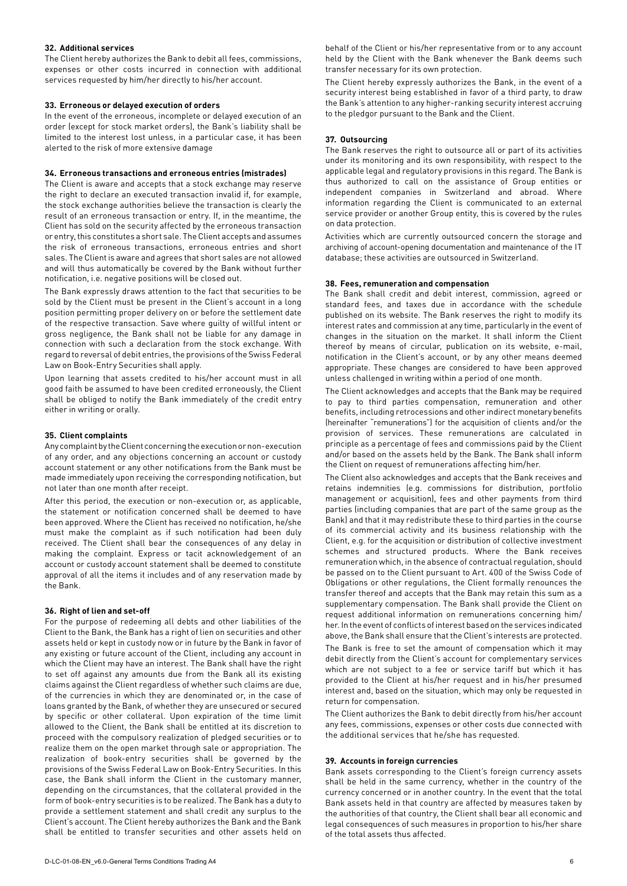**32. Additional services**

The Client hereby authorizes the Bank to debit all fees, commissions, expenses or other costs incurred in connection with additional services requested by him/her directly to his/her account.

**33. Erroneous or delayed execution of orders**

In the event of the erroneous, incomplete or delayed execution of an order (except for stock market orders), the Bank's liability shall be limited to the interest lost unless, in a particular case, it has been alerted to the risk of more extensive damage

**34. Erroneous transactions and erroneous entries (mistrades)**

The Client is aware and accepts that a stock exchange may reserve the right to declare an executed transaction invalid if, for example, the stock exchange authorities believe the transaction is clearly the result of an erroneous transaction or entry. If, in the meantime, the Client has sold on the security affected by the erroneous transaction or entry, this constitutes a short sale. The Client accepts and assumes the risk of erroneous transactions, erroneous entries and short sales. The Client is aware and agrees that short sales are not allowed and will thus automatically be covered by the Bank without further notification, i.e. negative positions will be closed out.

The Bank expressly draws attention to the fact that securities to be sold by the Client must be present in the Client's account in a long position permitting proper delivery on or before the settlement date of the respective transaction. Save where guilty of willful intent or gross negligence, the Bank shall not be liable for any damage in connection with such a declaration from the stock exchange. With regard to reversal of debit entries, the provisions of the Swiss Federal Law on Book-Entry Securities shall apply.

Upon learning that assets credited to his/her account must in all good faith be assumed to have been credited erroneously, the Client shall be obliged to notify the Bank immediately of the credit entry either in writing or orally.

**35. Client complaints**

Any complaint by the Client concerning the execution or non-execution of any order, and any objections concerning an account or custody account statement or any other notifications from the Bank must be made immediately upon receiving the corresponding notification, but not later than one month after receipt.

After this period, the execution or non-execution or, as applicable, the statement or notification concerned shall be deemed to have been approved. Where the Client has received no notification, he/she must make the complaint as if such notification had been duly received. The Client shall bear the consequences of any delay in making the complaint. Express or tacit acknowledgement of an account or custody account statement shall be deemed to constitute approval of all the items it includes and of any reservation made by the Bank.

**36. Right of lien and set-off**

For the purpose of redeeming all debts and other liabilities of the Client to the Bank, the Bank has a right of lien on securities and other assets held or kept in custody now or in future by the Bank in favor of any existing or future account of the Client, including any account in which the Client may have an interest. The Bank shall have the right to set off against any amounts due from the Bank all its existing claims against the Client regardless of whether such claims are due, of the currencies in which they are denominated or, in the case of loans granted by the Bank, of whether they are unsecured or secured by specific or other collateral. Upon expiration of the time limit allowed to the Client, the Bank shall be entitled at its discretion to proceed with the compulsory realization of pledged securities or to realize them on the open market through sale or appropriation. The realization of book-entry securities shall be governed by the provisions of the Swiss Federal Law on Book-Entry Securities. In this case, the Bank shall inform the Client in the customary manner, depending on the circumstances, that the collateral provided in the form of book-entry securities is to be realized. The Bank has a duty to provide a settlement statement and shall credit any surplus to the Client's account. The Client hereby authorizes the Bank and the Bank shall be entitled to transfer securities and other assets held on behalf of the Client or his/her representative from or to any account held by the Client with the Bank whenever the Bank deems such transfer necessary for its own protection.

The Client hereby expressly authorizes the Bank, in the event of a security interest being established in favor of a third party, to draw the Bank's attention to any higher-ranking security interest accruing to the pledgor pursuant to the Bank and the Client.

**37. Outsourcing**

The Bank reserves the right to outsource all or part of its activities under its monitoring and its own responsibility, with respect to the applicable legal and regulatory provisions in this regard. The Bank is thus authorized to call on the assistance of Group entities or independent companies in Switzerland and abroad. Where information regarding the Client is communicated to an external service provider or another Group entity, this is covered by the rules on data protection.

Activities which are currently outsourced concern the storage and archiving of account-opening documentation and maintenance of the IT database; these activities are outsourced in Switzerland.

**38. Fees, remuneration and compensation**

The Bank shall credit and debit interest, commission, agreed or standard fees, and taxes due in accordance with the schedule published on its website. The Bank reserves the right to modify its interest rates and commission at any time, particularly in the event of changes in the situation on the market. It shall inform the Client thereof by means of circular, publication on its website, e-mail, notification in the Client's account, or by any other means deemed appropriate. These changes are considered to have been approved unless challenged in writing within a period of one month.

The Client acknowledges and accepts that the Bank may be required to pay to third parties compensation, remuneration and other benefits, including retrocessions and other indirect monetary benefits (hereinafter "remunerations") for the acquisition of clients and/or the provision of services. These remunerations are calculated in principle as a percentage of fees and commissions paid by the Client and/or based on the assets held by the Bank. The Bank shall inform the Client on request of remunerations affecting him/her.

The Client also acknowledges and accepts that the Bank receives and retains indemnities (e.g. commissions for distribution, portfolio management or acquisition), fees and other payments from third parties (including companies that are part of the same group as the Bank) and that it may redistribute these to third parties in the course of its commercial activity and its business relationship with the Client, e.g. for the acquisition or distribution of collective investment schemes and structured products. Where the Bank receives remuneration which, in the absence of contractual regulation, should be passed on to the Client pursuant to Art. 400 of the Swiss Code of Obligations or other regulations, the Client formally renounces the transfer thereof and accepts that the Bank may retain this sum as a supplementary compensation. The Bank shall provide the Client on request additional information on remunerations concerning him/her. In the event of conflicts of interest based on the services indicated above, the Bank shall ensure that the Client's interests are protected.

The Bank is free to set the amount of compensation which it may debit directly from the Client's account for complementary services which are not subject to a fee or service tariff but which it has provided to the Client at his/her request and in his/her presumed interest and, based on the situation, which may only be requested in return for compensation.

The Client authorizes the Bank to debit directly from his/her account any fees, commissions, expenses or other costs due connected with the additional services that he/she has requested.

**39. Accounts in foreign currencies**

Bank assets corresponding to the Client's foreign currency assets shall be held in the same currency, whether in the country of the currency concerned or in another country. In the event that the total Bank assets held in that country are affected by measures taken by the authorities of that country, the Client shall bear all economic and legal consequences of such measures in proportion to his/her share of the total assets thus affected.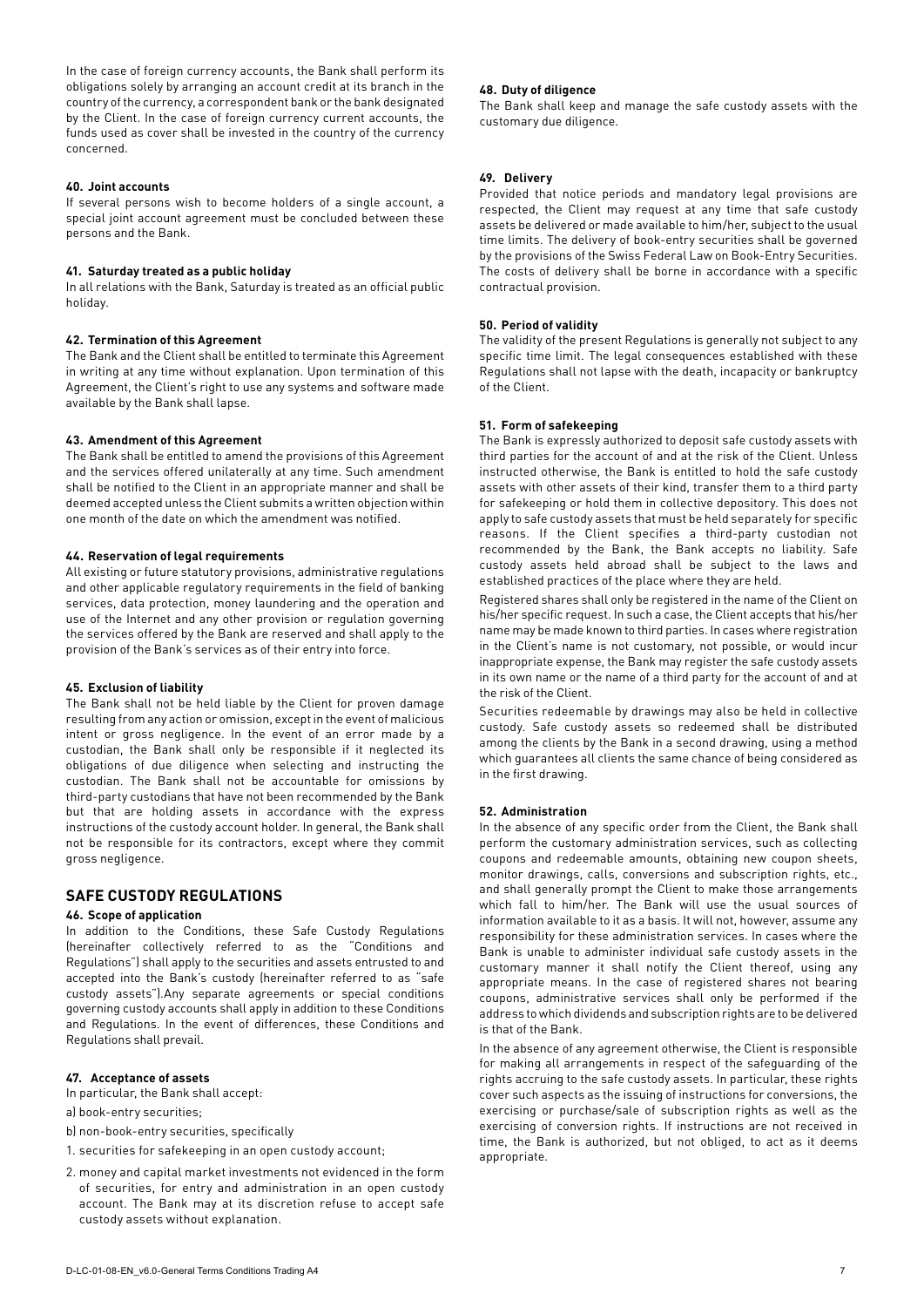In the case of foreign currency accounts, the Bank shall perform its obligations solely by arranging an account credit at its branch in the country of the currency, a correspondent bank or the bank designated by the Client. In the case of foreign currency current accounts, the funds used as cover shall be invested in the country of the currency concerned.

#### 40. Joint accounts

If several persons wish to become holders of a single account, a special joint account agreement must be concluded between these persons and the Bank.

#### 41. Saturday treated as a public holiday

In all relations with the Bank, Saturday is treated as an official public holiday.

#### 42. Termination of this Agreement

The Bank and the Client shall be entitled to terminate this Agreement in writing at any time without explanation. Upon termination of this Agreement, the Client's right to use any systems and software made available by the Bank shall lapse.

#### 43. Amendment of this Agreement

The Bank shall be entitled to amend the provisions of this Agreement and the services offered unilaterally at any time. Such amendment shall be notified to the Client in an appropriate manner and shall be deemed accepted unless the Client submits a written objection within one month of the date on which the amendment was notified.

#### 44. Reservation of legal requirements

All existing or future statutory provisions, administrative regulations and other applicable regulatory requirements in the field of banking services, data protection, money laundering and the operation and use of the Internet and any other provision or regulation governing the services offered by the Bank are reserved and shall apply to the provision of the Bank's services as of their entry into force.

#### 45. Exclusion of liability

The Bank shall not be held liable by the Client for proven damage resulting from any action or omission, except in the event of malicious intent or gross negligence. In the event of an error made by a custodian, the Bank shall only be responsible if it neglected its obligations of due diligence when selecting and instructing the custodian. The Bank shall not be accountable for omissions by third-party custodians that have not been recommended by the Bank but that are holding assets in accordance with the express instructions of the custody account holder. In general, the Bank shall not be responsible for its contractors, except where they commit gross negligence.

## SAFE CUSTODY REGULATIONS

#### 46. Scope of application

In addition to the Conditions, these Safe Custody Regulations (hereinafter collectively referred to as the "Conditions and Regulations") shall apply to the securities and assets entrusted to and accepted into the Bank's custody (hereinafter referred to as "safe custody assets").Any separate agreements or special conditions governing custody accounts shall apply in addition to these Conditions and Regulations. In the event of differences, these Conditions and Regulations shall prevail.

#### 47. Acceptance of assets

In particular, the Bank shall accept:

a) book-entry securities;

b) non-book-entry securities, specifically

1. securities for safekeeping in an open custody account;
2. money and capital market investments not evidenced in the form of securities, for entry and administration in an open custody account. The Bank may at its discretion refuse to accept safe custody assets without explanation.

#### 48. Duty of diligence

The Bank shall keep and manage the safe custody assets with the customary due diligence.

#### 49. Delivery

Provided that notice periods and mandatory legal provisions are respected, the Client may request at any time that safe custody assets be delivered or made available to him/her, subject to the usual time limits. The delivery of book-entry securities shall be governed by the provisions of the Swiss Federal Law on Book-Entry Securities. The costs of delivery shall be borne in accordance with a specific contractual provision.

#### 50. Period of validity

The validity of the present Regulations is generally not subject to any specific time limit. The legal consequences established with these Regulations shall not lapse with the death, incapacity or bankruptcy of the Client.

#### 51. Form of safekeeping

The Bank is expressly authorized to deposit safe custody assets with third parties for the account of and at the risk of the Client. Unless instructed otherwise, the Bank is entitled to hold the safe custody assets with other assets of their kind, transfer them to a third party for safekeeping or hold them in collective depository. This does not apply to safe custody assets that must be held separately for specific reasons. If the Client specifies a third-party custodian not recommended by the Bank, the Bank accepts no liability. Safe custody assets held abroad shall be subject to the laws and established practices of the place where they are held.

Registered shares shall only be registered in the name of the Client on his/her specific request. In such a case, the Client accepts that his/her name may be made known to third parties. In cases where registration in the Client's name is not customary, not possible, or would incur inappropriate expense, the Bank may register the safe custody assets in its own name or the name of a third party for the account of and at the risk of the Client.

Securities redeemable by drawings may also be held in collective custody. Safe custody assets so redeemed shall be distributed among the clients by the Bank in a second drawing, using a method which guarantees all clients the same chance of being considered as in the first drawing.

#### 52. Administration

In the absence of any specific order from the Client, the Bank shall perform the customary administration services, such as collecting coupons and redeemable amounts, obtaining new coupon sheets, monitor drawings, calls, conversions and subscription rights, etc., and shall generally prompt the Client to make those arrangements which fall to him/her. The Bank will use the usual sources of information available to it as a basis. It will not, however, assume any responsibility for these administration services. In cases where the Bank is unable to administer individual safe custody assets in the customary manner it shall notify the Client thereof, using any appropriate means. In the case of registered shares not bearing coupons, administrative services shall only be performed if the address to which dividends and subscription rights are to be delivered is that of the Bank.

In the absence of any agreement otherwise, the Client is responsible for making all arrangements in respect of the safeguarding of the rights accruing to the safe custody assets. In particular, these rights cover such aspects as the issuing of instructions for conversions, the exercising or purchase/sale of subscription rights as well as the exercising of conversion rights. If instructions are not received in time, the Bank is authorized, but not obliged, to act as it deems appropriate.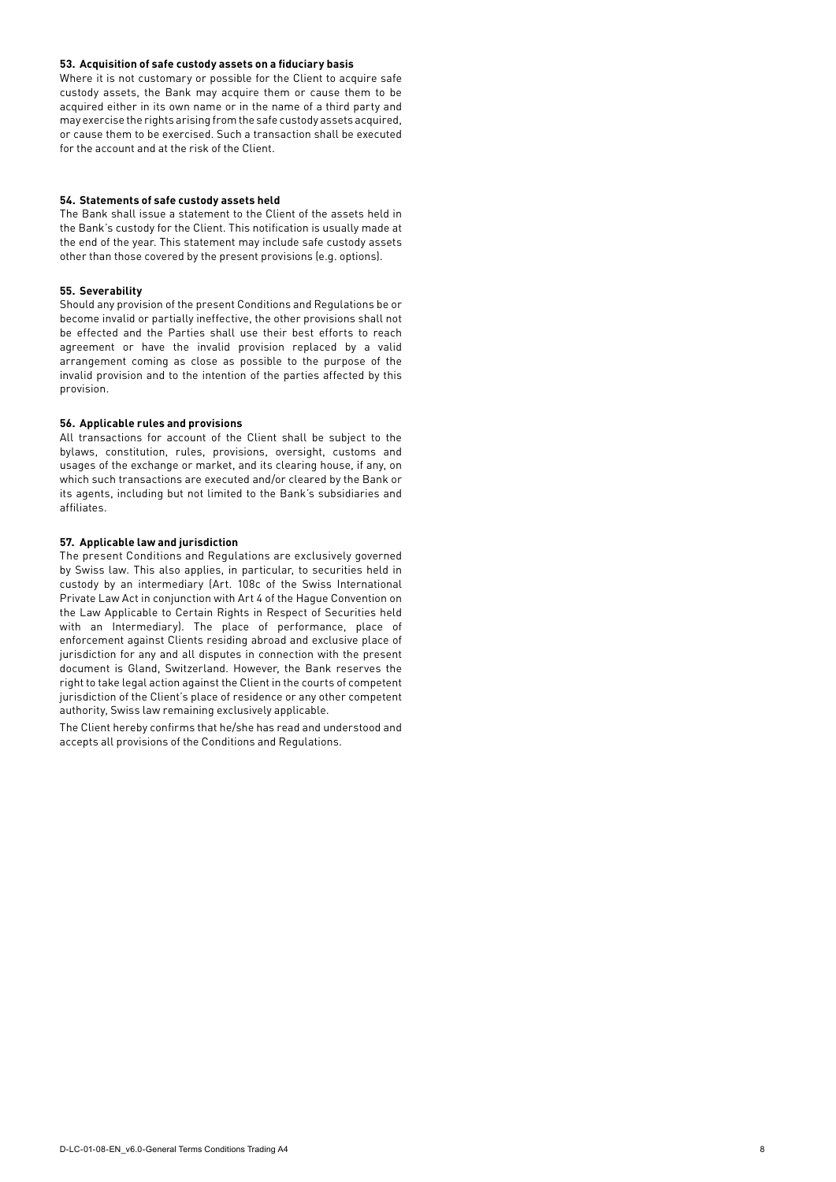**53. Acquisition of safe custody assets on a fiduciary basis**

Where it is not customary or possible for the Client to acquire safe custody assets, the Bank may acquire them or cause them to be acquired either in its own name or in the name of a third party and may exercise the rights arising from the safe custody assets acquired, or cause them to be exercised. Such a transaction shall be executed for the account and at the risk of the Client.

**54. Statements of safe custody assets held**

The Bank shall issue a statement to the Client of the assets held in the Bank's custody for the Client. This notification is usually made at the end of the year. This statement may include safe custody assets other than those covered by the present provisions (e.g. options).

**55. Severability**

Should any provision of the present Conditions and Regulations be or become invalid or partially ineffective, the other provisions shall not be effected and the Parties shall use their best efforts to reach agreement or have the invalid provision replaced by a valid arrangement coming as close as possible to the purpose of the invalid provision and to the intention of the parties affected by this provision.

**56. Applicable rules and provisions**

All transactions for account of the Client shall be subject to the bylaws, constitution, rules, provisions, oversight, customs and usages of the exchange or market, and its clearing house, if any, on which such transactions are executed and/or cleared by the Bank or its agents, including but not limited to the Bank's subsidiaries and affiliates.

**57. Applicable law and jurisdiction**

The present Conditions and Regulations are exclusively governed by Swiss law. This also applies, in particular, to securities held in custody by an intermediary (Art. 108c of the Swiss International Private Law Act in conjunction with Art 4 of the Hague Convention on the Law Applicable to Certain Rights in Respect of Securities held with an Intermediary). The place of performance, place of enforcement against Clients residing abroad and exclusive place of jurisdiction for any and all disputes in connection with the present document is Gland, Switzerland. However, the Bank reserves the right to take legal action against the Client in the courts of competent jurisdiction of the Client's place of residence or any other competent authority, Swiss law remaining exclusively applicable.

The Client hereby confirms that he/she has read and understood and accepts all provisions of the Conditions and Regulations.